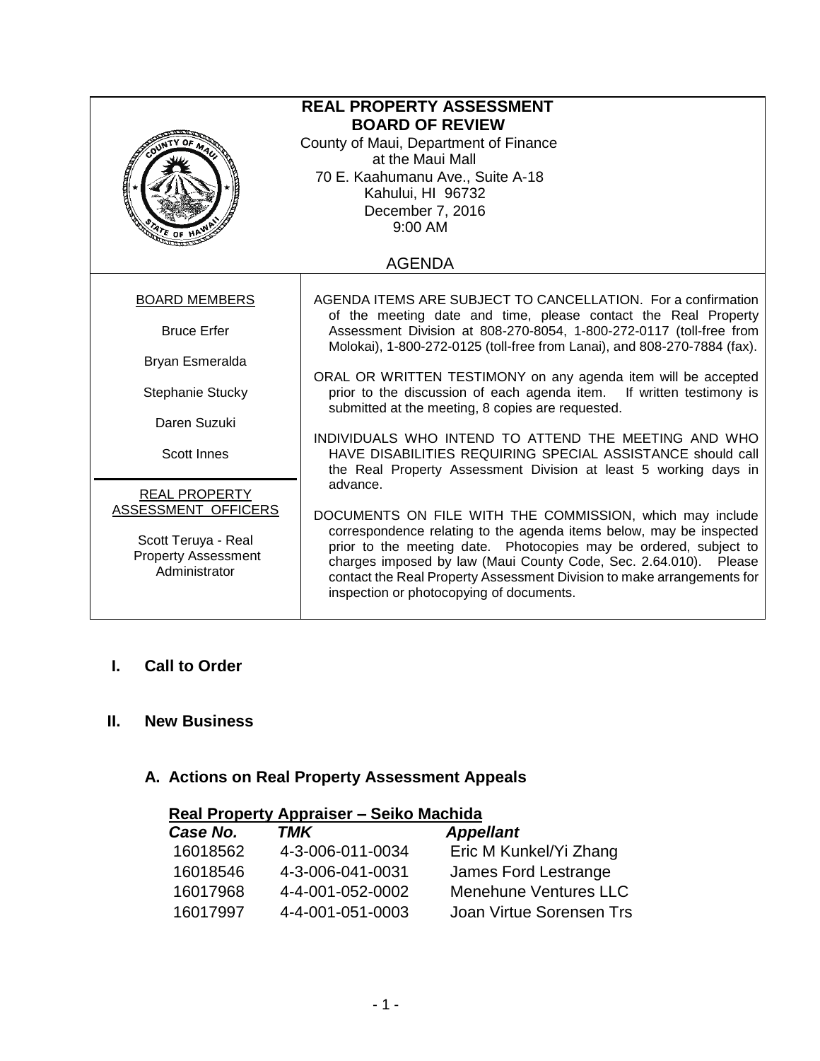# REAL PROPERTY ASSESSMENT BOARD OF REVIEW

County of Maui, Department of Finance
at the Maui Mall
70 E. Kaahumanu Ave., Suite A-18
Kahului, HI 96732
December 7, 2016
9:00 AM

## AGENDA

| BOARD MEMBERS | |
|---|---|
| Bruce Erfer<br>Bryan Esmeralda<br>Stephanie Stucky<br>Daren Suzuki<br>Scott Innes | AGENDA ITEMS ARE SUBJECT TO CANCELLATION. For a confirmation of the meeting date and time, please contact the Real Property Assessment Division at 808-270-8054, 1-800-272-0117 (toll-free from Molokai), 1-800-272-0125 (toll-free from Lanai), and 808-270-7884 (fax).<br><br>ORAL OR WRITTEN TESTIMONY on any agenda item will be accepted prior to the discussion of each agenda item. If written testimony is submitted at the meeting, 8 copies are requested.<br><br>INDIVIDUALS WHO INTEND TO ATTEND THE MEETING AND WHO HAVE DISABILITIES REQUIRING SPECIAL ASSISTANCE should call the Real Property Assessment Division at least 5 working days in advance. |
| **REAL PROPERTY ASSESSMENT OFFICERS**<br><br>Scott Teruya - Real Property Assessment Administrator | DOCUMENTS ON FILE WITH THE COMMISSION, which may include correspondence relating to the agenda items below, may be inspected prior to the meeting date. Photocopies may be ordered, subject to charges imposed by law (Maui County Code, Sec. 2.64.010). Please contact the Real Property Assessment Division to make arrangements for inspection or photocopying of documents. |

## I. Call to Order

## II. New Business

### A. Actions on Real Property Assessment Appeals

**Real Property Appraiser – Seiko Machida**

| *Case No.* | *TMK* | *Appellant* |
|---|---|---|
| 16018562 | 4-3-006-011-0034 | Eric M Kunkel/Yi Zhang |
| 16018546 | 4-3-006-041-0031 | James Ford Lestrange |
| 16017968 | 4-4-001-052-0002 | Menehune Ventures LLC |
| 16017997 | 4-4-001-051-0003 | Joan Virtue Sorensen Trs |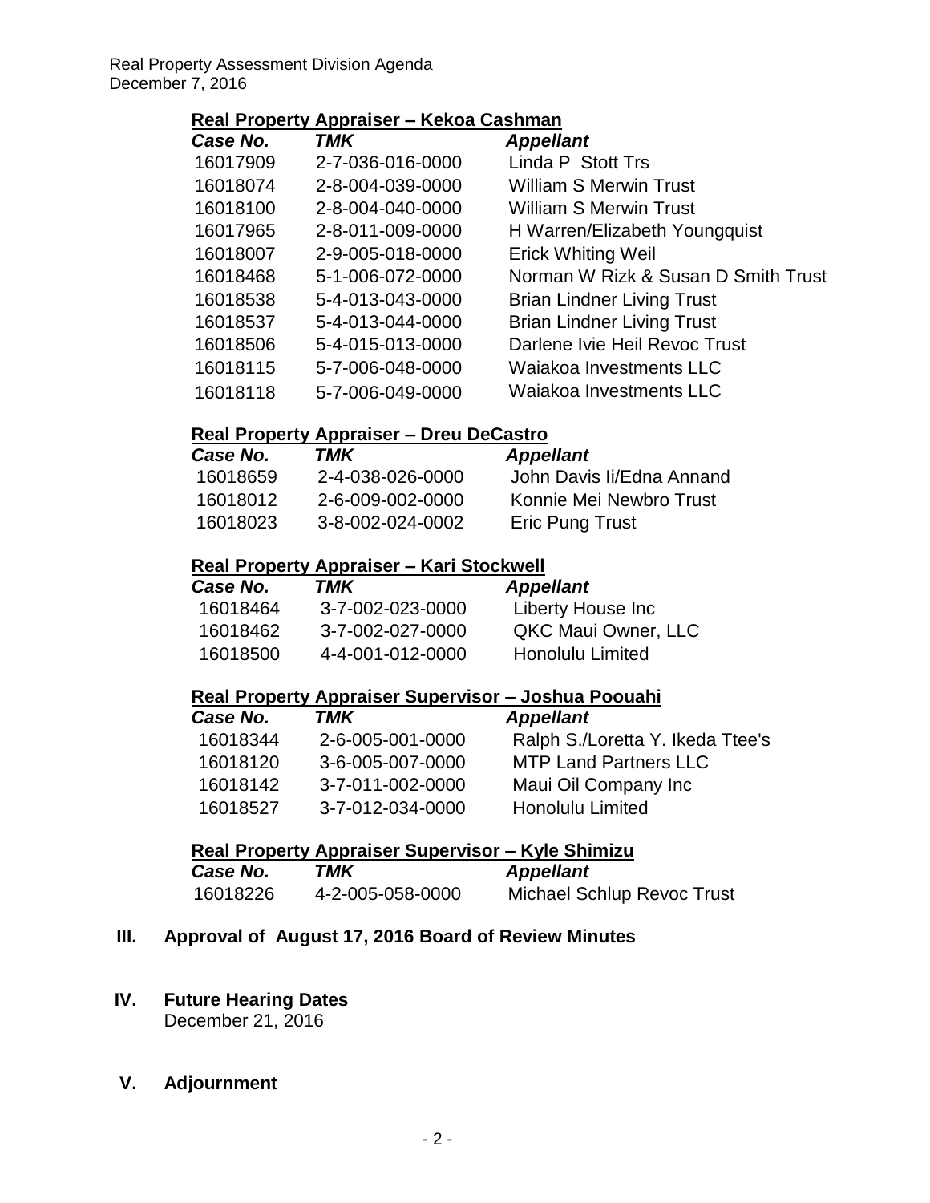#### Real Property Appraiser – Kekoa Cashman

| *Case No.* | *TMK* | *Appellant* |
|---|---|---|
| 16017909 | 2-7-036-016-0000 | Linda P Stott Trs |
| 16018074 | 2-8-004-039-0000 | William S Merwin Trust |
| 16018100 | 2-8-004-040-0000 | William S Merwin Trust |
| 16017965 | 2-8-011-009-0000 | H Warren/Elizabeth Youngquist |
| 16018007 | 2-9-005-018-0000 | Erick Whiting Weil |
| 16018468 | 5-1-006-072-0000 | Norman W Rizk & Susan D Smith Trust |
| 16018538 | 5-4-013-043-0000 | Brian Lindner Living Trust |
| 16018537 | 5-4-013-044-0000 | Brian Lindner Living Trust |
| 16018506 | 5-4-015-013-0000 | Darlene Ivie Heil Revoc Trust |
| 16018115 | 5-7-006-048-0000 | Waiakoa Investments LLC |
| 16018118 | 5-7-006-049-0000 | Waiakoa Investments LLC |

#### Real Property Appraiser – Dreu DeCastro

| *Case No.* | *TMK* | *Appellant* |
|---|---|---|
| 16018659 | 2-4-038-026-0000 | John Davis Ii/Edna Annand |
| 16018012 | 2-6-009-002-0000 | Konnie Mei Newbro Trust |
| 16018023 | 3-8-002-024-0002 | Eric Pung Trust |

#### Real Property Appraiser – Kari Stockwell

| *Case No.* | *TMK* | *Appellant* |
|---|---|---|
| 16018464 | 3-7-002-023-0000 | Liberty House Inc |
| 16018462 | 3-7-002-027-0000 | QKC Maui Owner, LLC |
| 16018500 | 4-4-001-012-0000 | Honolulu Limited |

#### Real Property Appraiser Supervisor – Joshua Poouahi

| *Case No.* | *TMK* | *Appellant* |
|---|---|---|
| 16018344 | 2-6-005-001-0000 | Ralph S./Loretta Y. Ikeda Ttee's |
| 16018120 | 3-6-005-007-0000 | MTP Land Partners LLC |
| 16018142 | 3-7-011-002-0000 | Maui Oil Company Inc |
| 16018527 | 3-7-012-034-0000 | Honolulu Limited |

#### Real Property Appraiser Supervisor – Kyle Shimizu

| *Case No.* | *TMK* | *Appellant* |
|---|---|---|
| 16018226 | 4-2-005-058-0000 | Michael Schlup Revoc Trust |

## III. Approval of August 17, 2016 Board of Review Minutes

## IV. Future Hearing Dates

December 21, 2016

## V. Adjournment